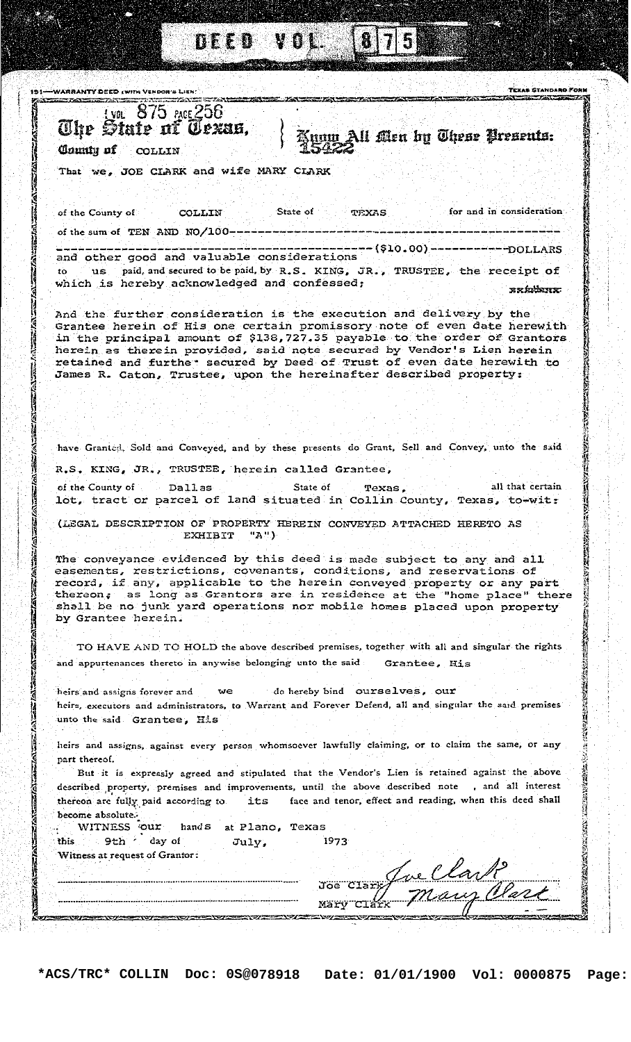DEED VOL. 875

191—WARRANTY DEED (WITH VENDOR'S LIEN) TEXAS STANDARD FORM

VOL 875 PAGE 256

# The State of Texas, } Know All Men by These Presents:

County of COLLIN 15422

That we, JOE CLARK and wife MARY CLARK

of the County of COLLIN State of TEXAS for and in consideration of the sum of TEN AND NO/100-------------------------------------------------------------------------------------------------($10.00)-----------DOLLARS and other good and valuable considerations to us paid, and secured to be paid, by R.S. KING, JR., TRUSTEE, the receipt of which is hereby acknowledged and confessed; ~~as follows~~

And the further consideration is the execution and delivery by the Grantee herein of His one certain promissory note of even date herewith in the principal amount of $138,727.35 payable to the order of Grantors herein as therein provided, said note secured by Vendor's Lien herein retained and further secured by Deed of Trust of even date herewith to James R. Caton, Trustee, upon the hereinafter described property:

have Granted, Sold and Conveyed, and by these presents do Grant, Sell and Convey, unto the said R.S. KING, JR., TRUSTEE, herein called Grantee, of the County of Dallas State of Texas, all that certain lot, tract or parcel of land situated in Collin County, Texas, to-wit:

(LEGAL DESCRIPTION OF PROPERTY HEREIN CONVEYED ATTACHED HERETO AS EXHIBIT "A")

The conveyance evidenced by this deed is made subject to any and all easements, restrictions, covenants, conditions, and reservations of record, if any, applicable to the herein conveyed property or any part thereof; as long as Grantors are in residence at the "home place" there shall be no junk yard operations nor mobile homes placed upon property by Grantee herein.

TO HAVE AND TO HOLD the above described premises, together with all and singular the rights and appurtenances thereto in anywise belonging unto the said Grantee, His heirs and assigns forever and we do hereby bind ourselves, our heirs, executors and administrators, to Warrant and Forever Defend, all and singular the said premises unto the said Grantee, His heirs and assigns, against every person whomsoever lawfully claiming, or to claim the same, or any part thereof.

But it is expressly agreed and stipulated that the Vendor's Lien is retained against the above described property, premises and improvements, until the above described note , and all interest thereon are fully paid according to its face and tenor, effect and reading, when this deed shall become absolute.

WITNESS our hands at Plano, Texas this 9th day of July, 1973

Witness at request of Grantor:

_______________________ Joe Clark (signature)

_______________________ Mary Clark (signature)

*ACS/TRC* COLLIN Doc: 0S@078918 Date: 01/01/1900 Vol: 0000875 Page: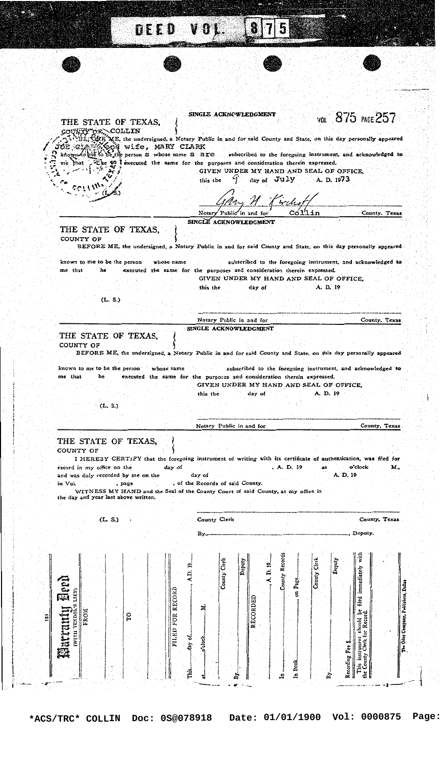DEED VOL. 875

VOL 875 PAGE 257

SINGLE ACKNOWLEDGMENT

THE STATE OF TEXAS,
COUNTY OF COLLIN

BEFORE ME, the undersigned, a Notary Public in and for said County and State, on this day personally appeared JOE CLARK and wife, MARY CLARK known to me to be the persons whose names are subscribed to the foregoing instrument, and acknowledged to me that they executed the same for the purposes and consideration therein expressed.

GIVEN UNDER MY HAND AND SEAL OF OFFICE,
this the 9 day of July A. D. 1973

(L. S.)

*[signature]*
Notary Public in and for Collin County, Texas

SINGLE ACKNOWLEDGMENT

THE STATE OF TEXAS,
COUNTY OF

BEFORE ME, the undersigned, a Notary Public in and for said County and State, on this day personally appeared

known to me to be the person whose name subscribed to the foregoing instrument, and acknowledged to me that he executed the same for the purposes and consideration therein expressed.

GIVEN UNDER MY HAND AND SEAL OF OFFICE,
this the day of A. D. 19

(L. S.)

Notary Public in and for County, Texas

SINGLE ACKNOWLEDGMENT

THE STATE OF TEXAS,
COUNTY OF

BEFORE ME, the undersigned, a Notary Public in and for said County and State, on this day personally appeared

known to me to be the person whose name subscribed to the foregoing instrument, and acknowledged to me that he executed the same for the purposes and consideration therein expressed.

GIVEN UNDER MY HAND AND SEAL OF OFFICE,
this the day of A. D. 19

(L. S.)

Notary Public in and for County, Texas

THE STATE OF TEXAS,
COUNTY OF

I HEREBY CERTIFY that the foregoing instrument of writing with its certificate of authentication, was filed for record in my office on the day of , A. D. 19 at o'clock M., and was duly recorded by me on the day of A. D. 19 in Vol. , page , of the Records of said County.

WITNESS MY HAND and the Seal of the County Court of said County, at my office in the day and year last above written.

(L. S.)

County Clerk County, Texas

By , Deputy.

151

**Warranty Deed**
(WITH VENDOR'S LIEN)

FROM

TO

FILED FOR RECORD

This day of A.D. 19 at o'clock M.

County Clerk

By Deputy

RECORDED

A. D. 19

In County Records

In Book on Page

County Clerk

By Deputy

Recording Fee $

This instrument should be filed immediately with the County Clerk for Record.

The Odee Company, Publishers, Dallas

*ACS/TRC* COLLIN Doc: 0S@078918 Date: 01/01/1900 Vol: 0000875 Page: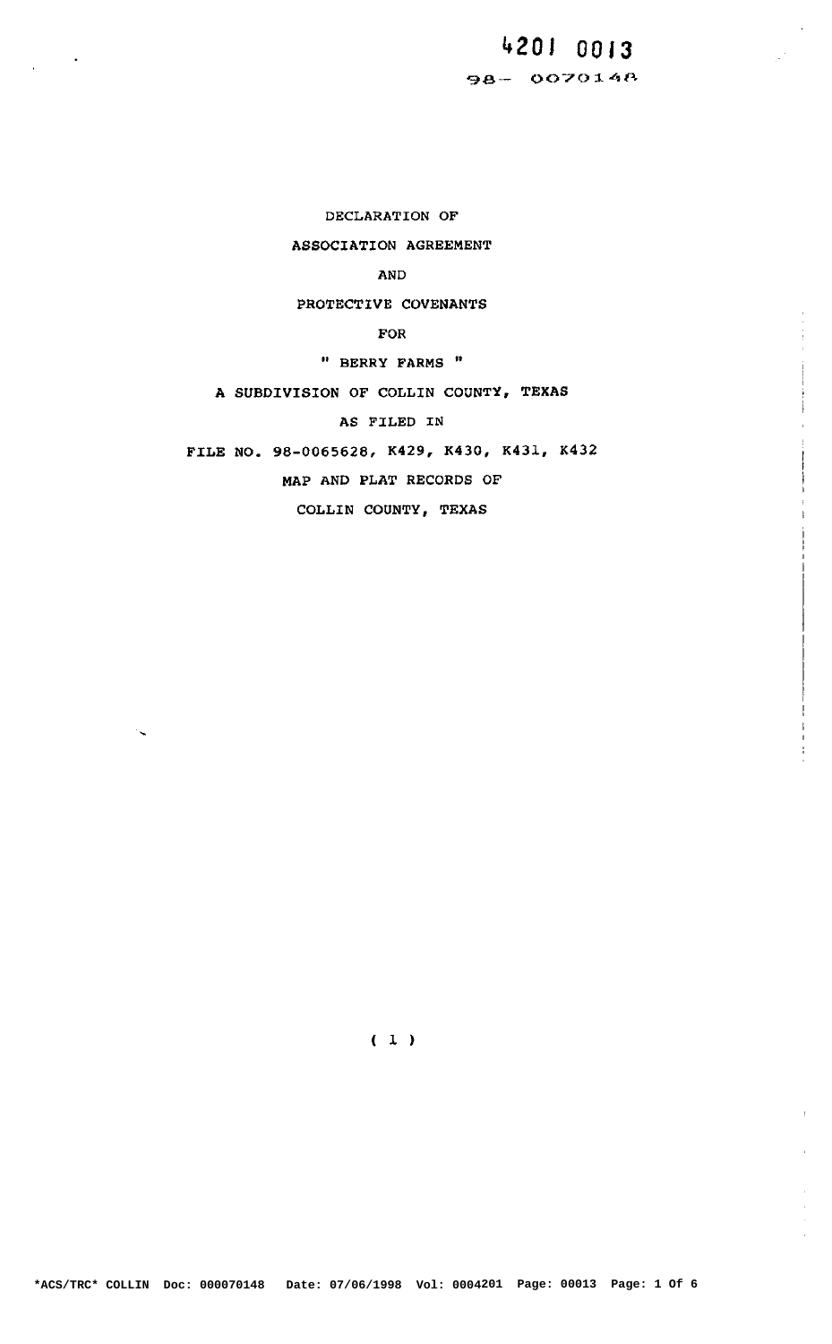4201 0013

98- 0070148

# DECLARATION OF
# ASSOCIATION AGREEMENT
# AND
# PROTECTIVE COVENANTS
# FOR
# " BERRY FARMS "

A SUBDIVISION OF COLLIN COUNTY, TEXAS

AS FILED IN

FILE NO. 98-0065628, K429, K430, K431, K432

MAP AND PLAT RECORDS OF

COLLIN COUNTY, TEXAS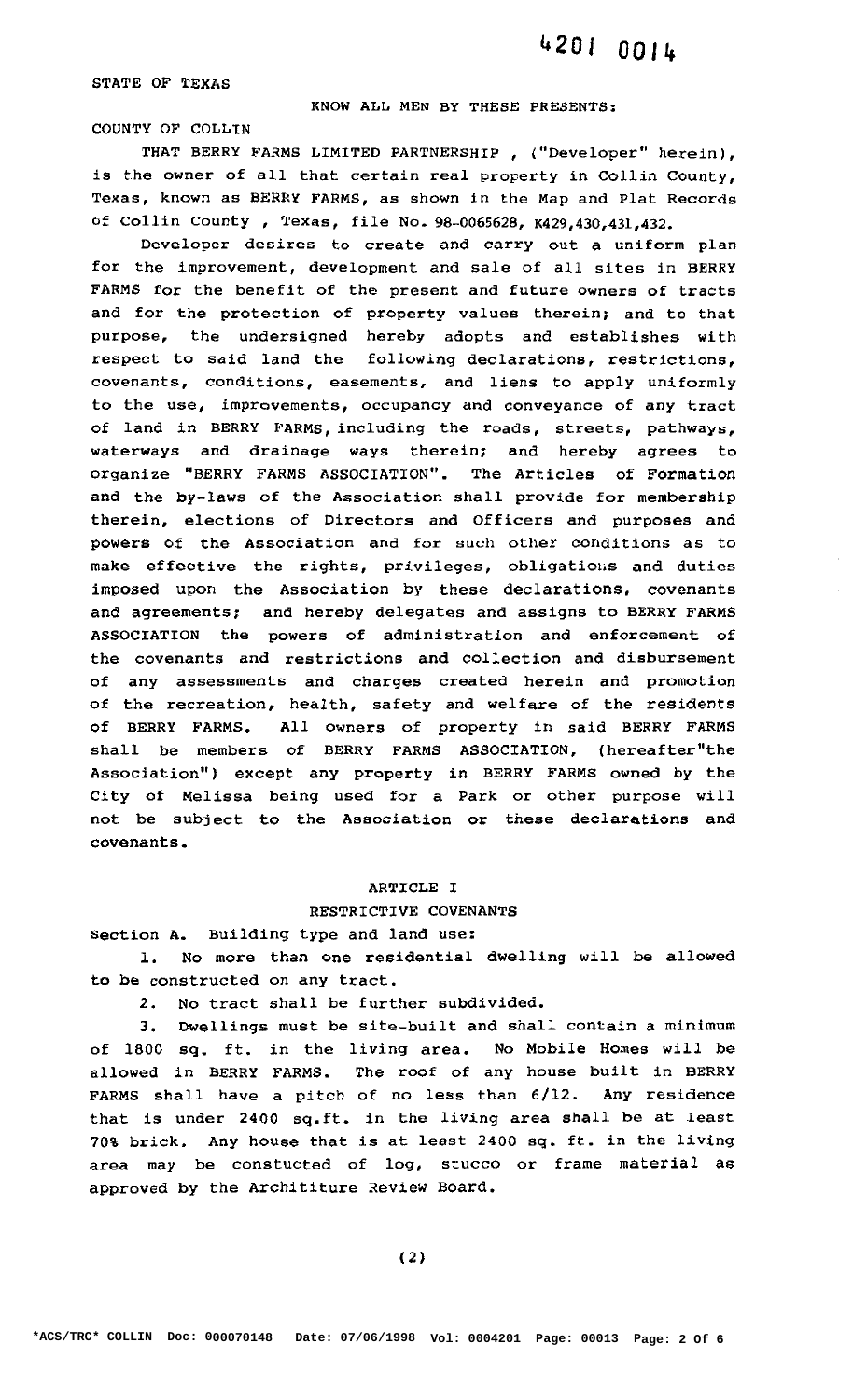STATE OF TEXAS

KNOW ALL MEN BY THESE PRESENTS:

COUNTY OF COLLIN

THAT BERRY FARMS LIMITED PARTNERSHIP , ("Developer" herein), is the owner of all that certain real property in Collin County, Texas, known as BERRY FARMS, as shown in the Map and Plat Records of Collin County , Texas, file No. 98-0065628, K429,430,431,432.

Developer desires to create and carry out a uniform plan for the improvement, development and sale of all sites in BERRY FARMS for the benefit of the present and future owners of tracts and for the protection of property values therein; and to that purpose, the undersigned hereby adopts and establishes with respect to said land the following declarations, restrictions, covenants, conditions, easements, and liens to apply uniformly to the use, improvements, occupancy and conveyance of any tract of land in BERRY FARMS, including the roads, streets, pathways, waterways and drainage ways therein; and hereby agrees to organize "BERRY FARMS ASSOCIATION". The Articles of Formation and the by-laws of the Association shall provide for membership therein, elections of Directors and Officers and purposes and powers of the Association and for such other conditions as to make effective the rights, privileges, obligations and duties imposed upon the Association by these declarations, covenants and agreements; and hereby delegates and assigns to BERRY FARMS ASSOCIATION the powers of administration and enforcement of the covenants and restrictions and collection and disbursement of any assessments and charges created herein and promotion of the recreation, health, safety and welfare of the residents of BERRY FARMS. All owners of property in said BERRY FARMS shall be members of BERRY FARMS ASSOCIATION, (hereafter"the Association") except any property in BERRY FARMS owned by the City of Melissa being used for a Park or other purpose will not be subject to the Association or these declarations and covenants.

## ARTICLE I

## RESTRICTIVE COVENANTS

Section A. Building type and land use:

1. No more than one residential dwelling will be allowed to be constructed on any tract.

2. No tract shall be further subdivided.

3. Dwellings must be site-built and shall contain a minimum of 1800 sq. ft. in the living area. No Mobile Homes will be allowed in BERRY FARMS. The roof of any house built in BERRY FARMS shall have a pitch of no less than 6/12. Any residence that is under 2400 sq.ft. in the living area shall be at least 70% brick. Any house that is at least 2400 sq. ft. in the living area may be constucted of log, stucco or frame material as approved by the Archititure Review Board.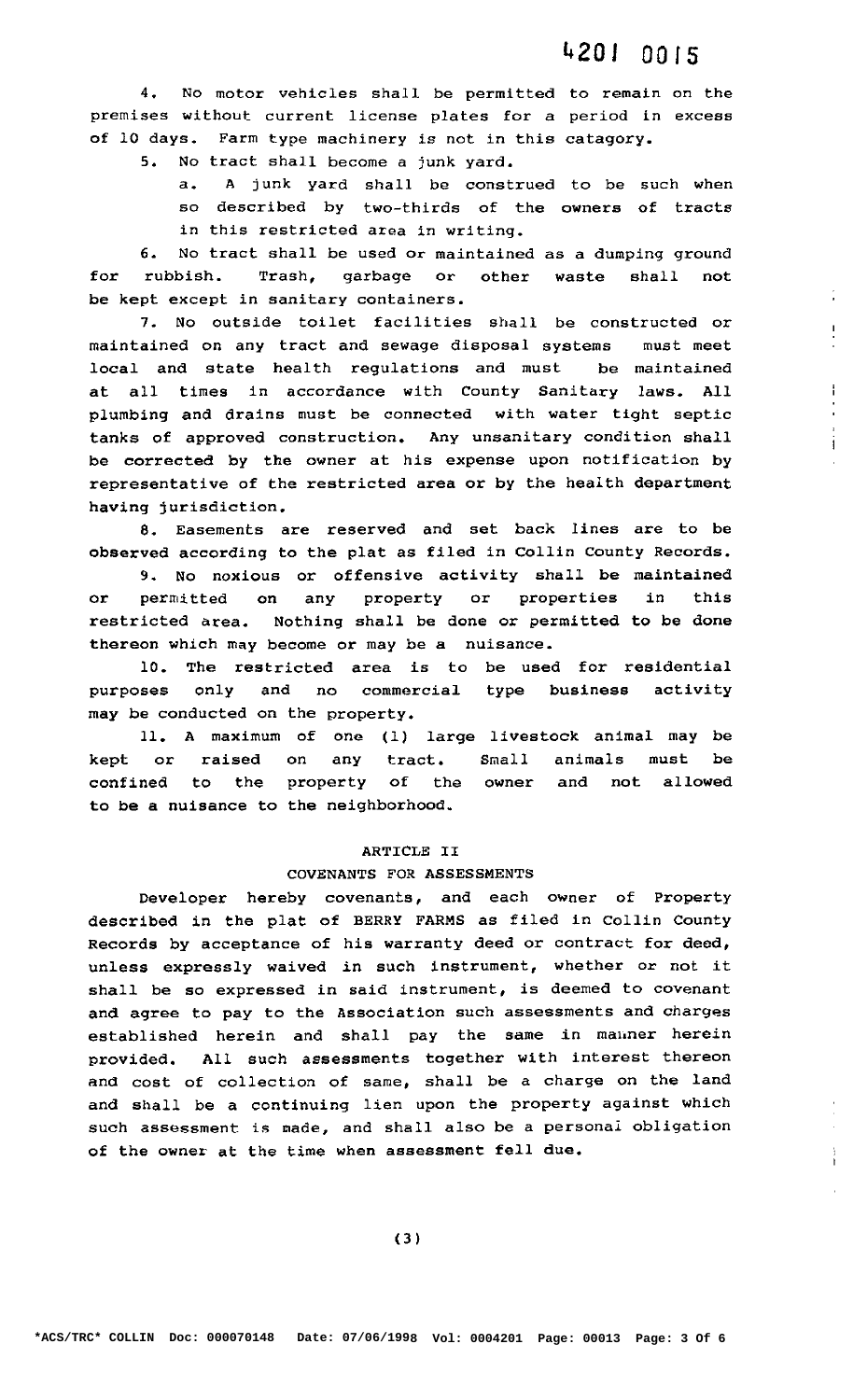4. No motor vehicles shall be permitted to remain on the premises without current license plates for a period in excess of 10 days. Farm type machinery is not in this catagory.

5. No tract shall become a junk yard.

   a. A junk yard shall be construed to be such when so described by two-thirds of the owners of tracts in this restricted area in writing.

6. No tract shall be used or maintained as a dumping ground for rubbish. Trash, garbage or other waste shall not be kept except in sanitary containers.

7. No outside toilet facilities shall be constructed or maintained on any tract and sewage disposal systems must meet local and state health regulations and must be maintained at all times in accordance with County Sanitary laws. All plumbing and drains must be connected with water tight septic tanks of approved construction. Any unsanitary condition shall be corrected by the owner at his expense upon notification by representative of the restricted area or by the health department having jurisdiction.

8. Easements are reserved and set back lines are to be observed according to the plat as filed in Collin County Records.

9. No noxious or offensive activity shall be maintained or permitted on any property or properties in this restricted area. Nothing shall be done or permitted to be done thereon which may become or may be a nuisance.

10. The restricted area is to be used for residential purposes only and no commercial type business activity may be conducted on the property.

11. A maximum of one (1) large livestock animal may be kept or raised on any tract. Small animals must be confined to the property of the owner and not allowed to be a nuisance to the neighborhood.

## ARTICLE II

## COVENANTS FOR ASSESSMENTS

Developer hereby covenants, and each owner of Property described in the plat of BERRY FARMS as filed in Collin County Records by acceptance of his warranty deed or contract for deed, unless expressly waived in such instrument, whether or not it shall be so expressed in said instrument, is deemed to covenant and agree to pay to the Association such assessments and charges established herein and shall pay the same in manner herein provided. All such assessments together with interest thereon and cost of collection of same, shall be a charge on the land and shall be a continuing lien upon the property against which such assessment is made, and shall also be a personal obligation of the owner at the time when assessment fell due.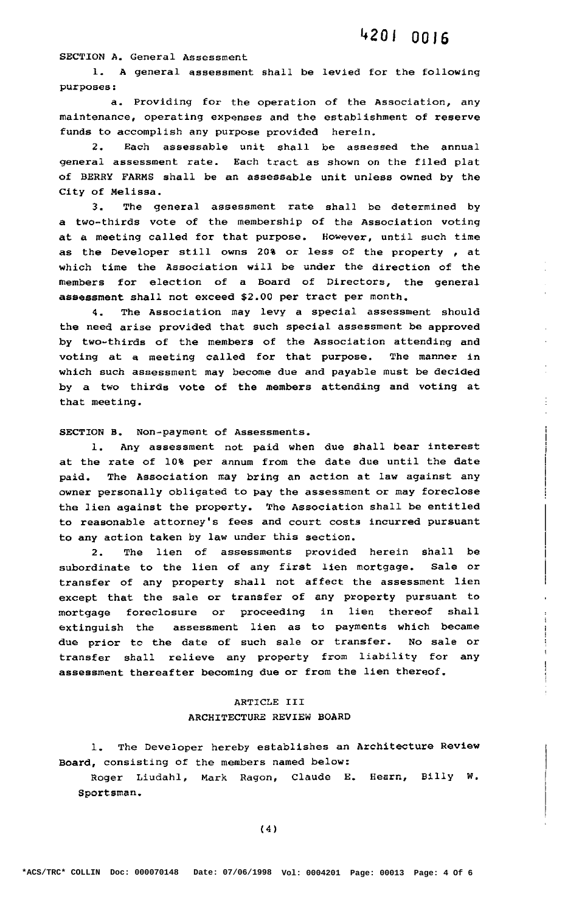SECTION A. General Assessment

1. A general assessment shall be levied for the following purposes:

a. Providing for the operation of the Association, any maintenance, operating expenses and the establishment of reserve funds to accomplish any purpose provided herein.

2. Each assessable unit shall be assessed the annual general assessment rate. Each tract as shown on the filed plat of BERRY FARMS shall be an assessable unit unless owned by the City of Melissa.

3. The general assessment rate shall be determined by a two-thirds vote of the membership of the Association voting at a meeting called for that purpose. However, until such time as the Developer still owns 20% or less of the property , at which time the Association will be under the direction of the members for election of a Board of Directors, the general assessment shall not exceed $2.00 per tract per month.

4. The Association may levy a special assessment should the need arise provided that such special assessment be approved by two-thirds of the members of the Association attending and voting at a meeting called for that purpose. The manner in which such assessment may become due and payable must be decided by a two thirds vote of the members attending and voting at that meeting.

SECTION B. Non-payment of Assessments.

1. Any assessment not paid when due shall bear interest at the rate of 10% per annum from the date due until the date paid. The Association may bring an action at law against any owner personally obligated to pay the assessment or may foreclose the lien against the property. The Association shall be entitled to reasonable attorney's fees and court costs incurred pursuant to any action taken by law under this section.

2. The lien of assessments provided herein shall be subordinate to the lien of any first lien mortgage. Sale or transfer of any property shall not affect the assessment lien except that the sale or transfer of any property pursuant to mortgage foreclosure or proceeding in lien thereof shall extinguish the assessment lien as to payments which became due prior to the date of such sale or transfer. No sale or transfer shall relieve any property from liability for any assessment thereafter becoming due or from the lien thereof.

## ARTICLE III
## ARCHITECTURE REVIEW BOARD

1. The Developer hereby establishes an Architecture Review Board, consisting of the members named below:

Roger Liudahl, Mark Ragon, Claude E. Hearn, Billy W. Sportsman.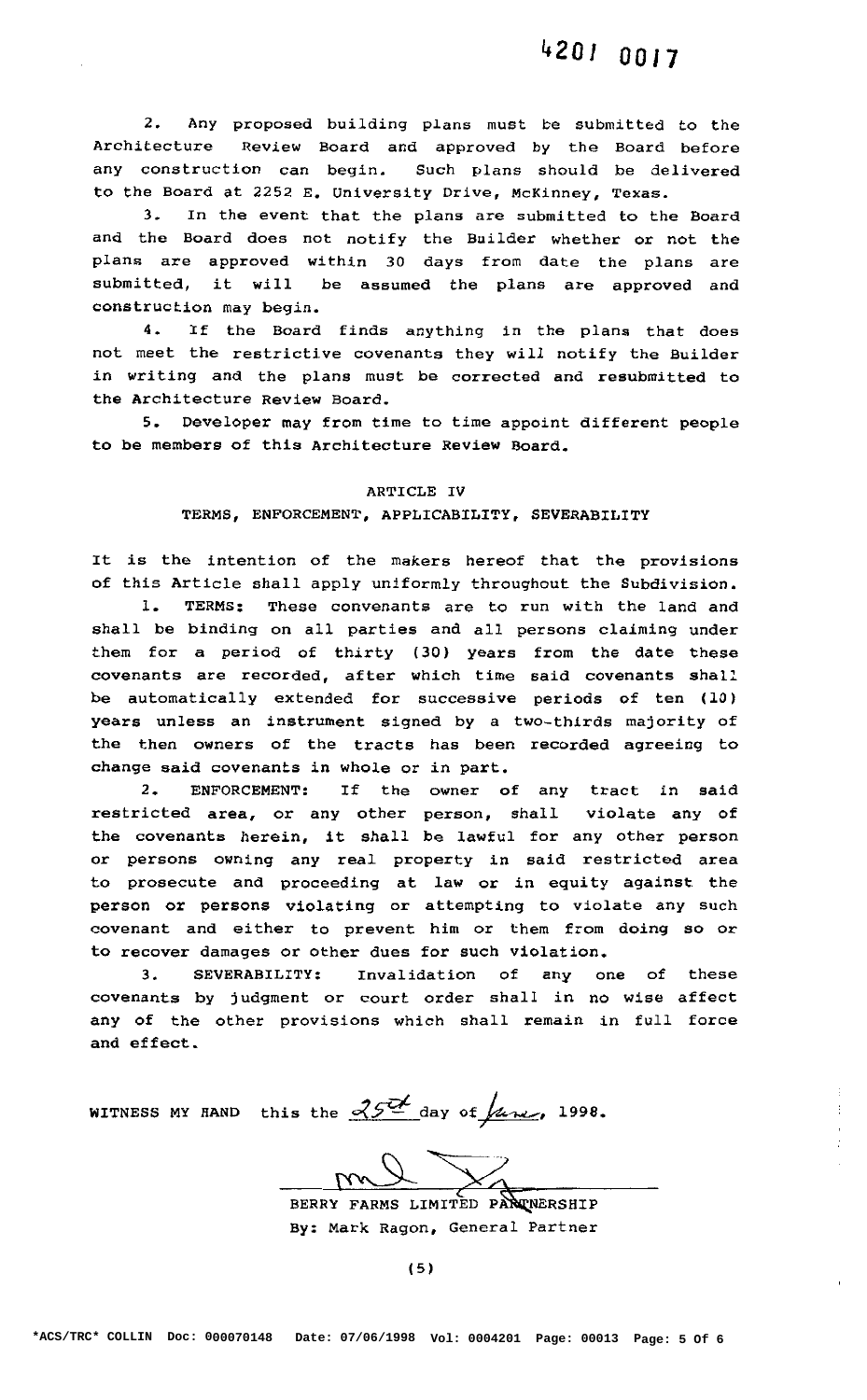2. Any proposed building plans must be submitted to the Architecture Review Board and approved by the Board before any construction can begin. Such plans should be delivered to the Board at 2252 E. University Drive, McKinney, Texas.

3. In the event that the plans are submitted to the Board and the Board does not notify the Builder whether or not the plans are approved within 30 days from date the plans are submitted, it will be assumed the plans are approved and construction may begin.

4. If the Board finds anything in the plans that does not meet the restrictive covenants they will notify the Builder in writing and the plans must be corrected and resubmitted to the Architecture Review Board.

5. Developer may from time to time appoint different people to be members of this Architecture Review Board.

## ARTICLE IV

## TERMS, ENFORCEMENT, APPLICABILITY, SEVERABILITY

It is the intention of the makers hereof that the provisions of this Article shall apply uniformly throughout the Subdivision.

1. TERMS: These convenants are to run with the land and shall be binding on all parties and all persons claiming under them for a period of thirty (30) years from the date these covenants are recorded, after which time said covenants shall be automatically extended for successive periods of ten (10) years unless an instrument signed by a two-thirds majority of the then owners of the tracts has been recorded agreeing to change said covenants in whole or in part.

2. ENFORCEMENT: If the owner of any tract in said restricted area, or any other person, shall violate any of the covenants herein, it shall be lawful for any other person or persons owning any real property in said restricted area to prosecute and proceeding at law or in equity against the person or persons violating or attempting to violate any such covenant and either to prevent him or them from doing so or to recover damages or other dues for such violation.

3. SEVERABILITY: Invalidation of any one of these covenants by judgment or court order shall in no wise affect any of the other provisions which shall remain in full force and effect.

WITNESS MY HAND this the 25th day of June, 1998.

BERRY FARMS LIMITED PARTNERSHIP
By: Mark Ragon, General Partner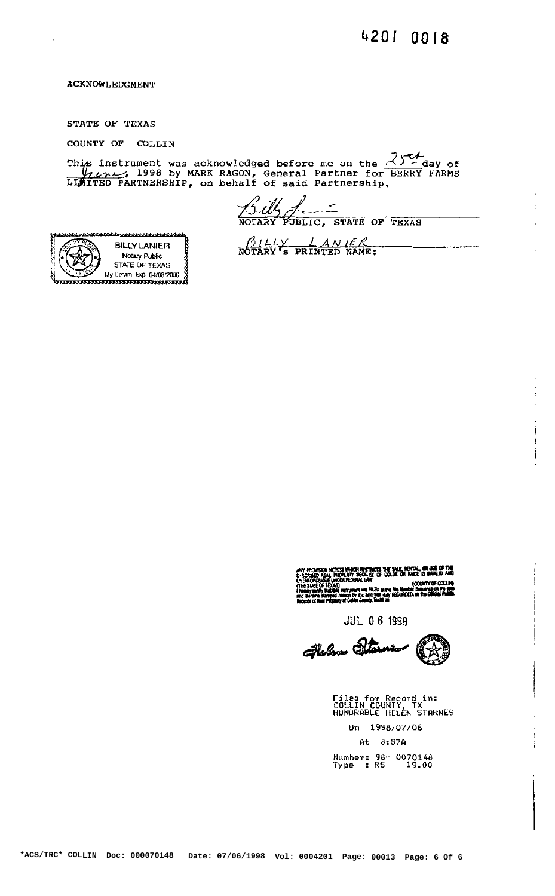4201 0018

ACKNOWLEDGMENT

STATE OF TEXAS

COUNTY OF COLLIN

This instrument was acknowledged before me on the 25th day of June, 1998 by MARK RAGON, General Partner for BERRY FARMS LIMITED PARTNERSHIP, on behalf of said Partnership.

Billy L

NOTARY PUBLIC, STATE OF TEXAS

BILLY LANIER

NOTARY'S PRINTED NAME:

BILLY LANIER
Notary Public
STATE OF TEXAS
My Comm. Exp. 04/08/2000

ANY PROVISION HEREIN WHICH RESTRICTS THE SALE, RENTAL, OR USE OF THE DESCRIBED REAL PROPERTY BECAUSE OF COLOR OR RACE IS INVALID AND UNENFORCEABLE UNDER FEDERAL LAW
(THE STATE OF TEXAS) (COUNTY OF COLLIN)
I hereby certify that this instrument was FILED in the File Number Sequence on the date and the time stamped hereon by me and was duly RECORDED, in the Official Public Records of Real Property of Collin County, Texas on

JUL 06 1998

Helen Starnes

Filed for Record in:
COLLIN COUNTY, TX
HONORABLE HELEN STARNES

On 1998/07/06

At 8:57A

Number: 98- 0070148
Type : RS 19.00

*ACS/TRC* COLLIN Doc: 000070148 Date: 07/06/1998 Vol: 0004201 Page: 00013 Page: 6 Of 6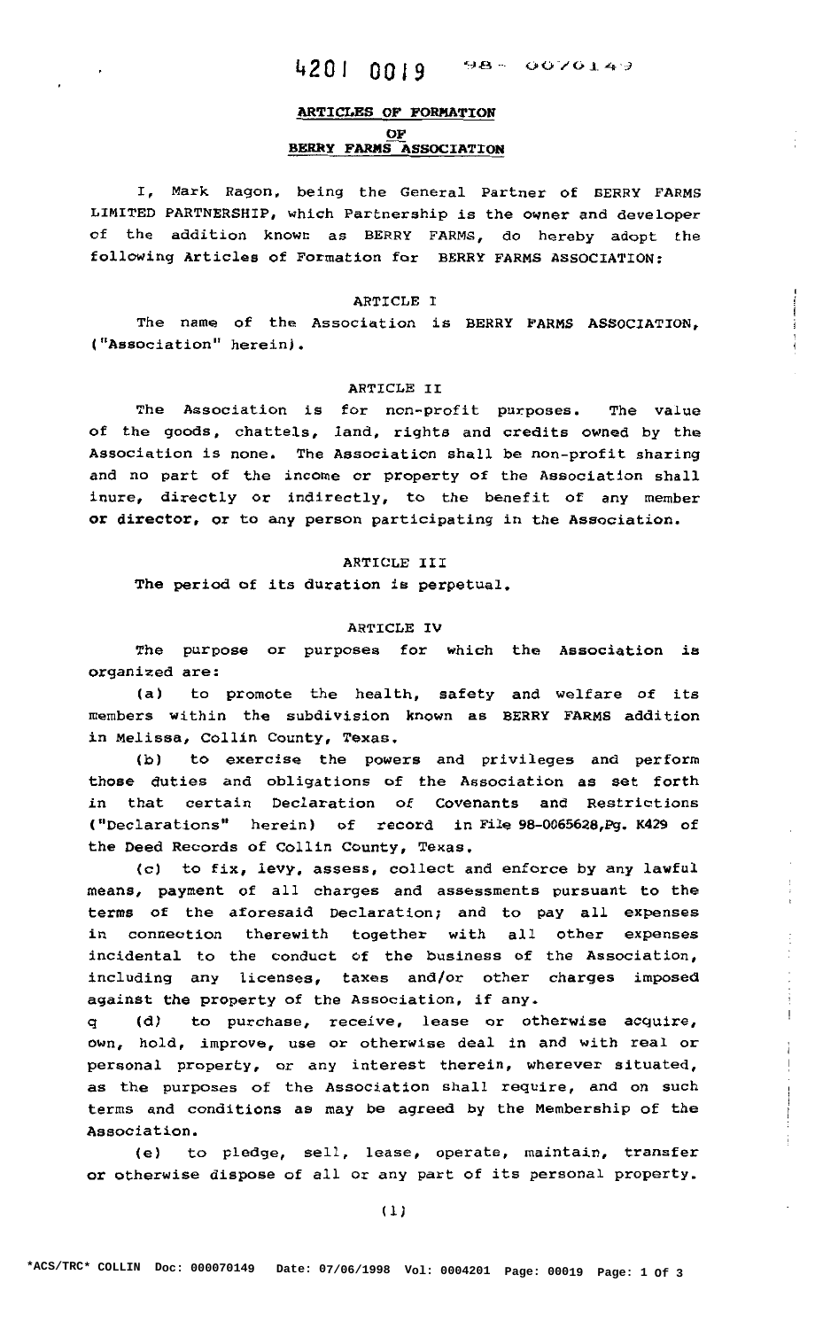4201 0019 98- 0070149

**ARTICLES OF FORMATION**
**OF**
**BERRY FARMS ASSOCIATION**

I, Mark Ragon, being the General Partner of BERRY FARMS LIMITED PARTNERSHIP, which Partnership is the owner and developer of the addition known as BERRY FARMS, do hereby adopt the following Articles of Formation for BERRY FARMS ASSOCIATION:

ARTICLE I

The name of the Association is BERRY FARMS ASSOCIATION, ("Association" herein).

ARTICLE II

The Association is for non-profit purposes. The value of the goods, chattels, land, rights and credits owned by the Association is none. The Association shall be non-profit sharing and no part of the income or property of the Association shall inure, directly or indirectly, to the benefit of any member or director, or to any person participating in the Association.

ARTICLE III

The period of its duration is perpetual.

ARTICLE IV

The purpose or purposes for which the Association is organized are:

(a) to promote the health, safety and welfare of its members within the subdivision known as BERRY FARMS addition in Melissa, Collin County, Texas.

(b) to exercise the powers and privileges and perform those duties and obligations of the Association as set forth in that certain Declaration of Covenants and Restrictions ("Declarations" herein) of record in File 98-0065628,Pg. K429 of the Deed Records of Collin County, Texas.

(c) to fix, levy, assess, collect and enforce by any lawful means, payment of all charges and assessments pursuant to the terms of the aforesaid Declaration; and to pay all expenses in connection therewith together with all other expenses incidental to the conduct of the business of the Association, including any licenses, taxes and/or other charges imposed against the property of the Association, if any.

(d) to purchase, receive, lease or otherwise acquire, own, hold, improve, use or otherwise deal in and with real or personal property, or any interest therein, wherever situated, as the purposes of the Association shall require, and on such terms and conditions as may be agreed by the Membership of the Association.

(e) to pledge, sell, lease, operate, maintain, transfer or otherwise dispose of all or any part of its personal property.

*ACS/TRC* COLLIN Doc: 000070149 Date: 07/06/1998 Vol: 0004201 Page: 00019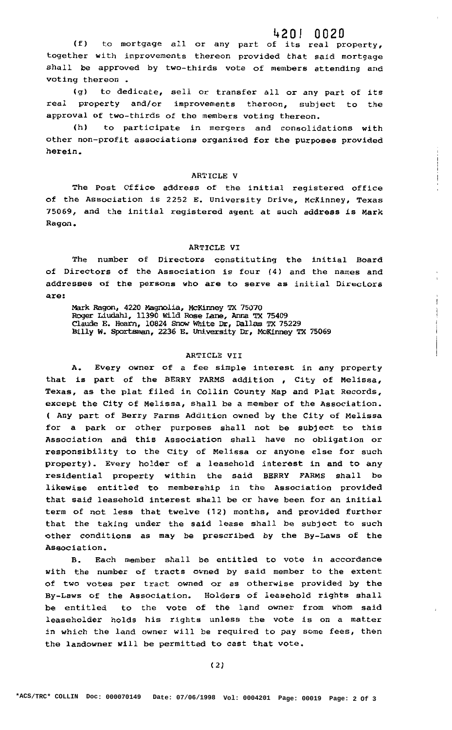(f) to mortgage all or any part of its real property, together with improvements thereon provided that said mortgage shall be approved by two-thirds vote of members attending and voting thereon .

(g) to dedicate, sell or transfer all or any part of its real property and/or improvements thereon, subject to the approval of two-thirds of the members voting thereon.

(h) to participate in mergers and consolidations with other non-profit associations organized for the purposes provided herein.

## ARTICLE V

The Post Office address of the initial registered office of the Association is 2252 E. University Drive, McKinney, Texas 75069, and the initial registered agent at such address is Mark Ragon.

## ARTICLE VI

The number of Directors constituting the initial Board of Directors of the Association is four (4) and the names and addresses of the persons who are to serve as initial Directors are:

Mark Ragon, 4220 Magnolia, McKinney TX 75070
Roger Liudahl, 11390 Wild Rose Lane, Anna TX 75409
Claude E. Hearn, 10824 Snow White Dr, Dallas TX 75229
Billy W. Sportsman, 2236 E. University Dr, McKinney TX 75069

## ARTICLE VII

A. Every owner of a fee simple interest in any property that is part of the BERRY FARMS addition , City of Melissa, Texas, as the plat filed in Collin County Map and Plat Records, except the City of Melissa, shall be a member of the Association. ( Any part of Berry Farms Addition owned by the City of Melissa for a park or other purposes shall not be subject to this Association and this Association shall have no obligation or responsibility to the City of Melissa or anyone else for such property). Every holder of a leasehold interest in and to any residential property within the said BERRY FARMS shall be likewise entitled to membership in the Association provided that said leasehold interest shall be or have been for an initial term of not less that twelve (12) months, and provided further that the taking under the said lease shall be subject to such other conditions as may be prescribed by the By-Laws of the Association.

B. Each member shall be entitled to vote in accordance with the number of tracts owned by said member to the extent of two votes per tract owned or as otherwise provided by the By-Laws of the Association. Holders of leasehold rights shall be entitled to the vote of the land owner from whom said leaseholder holds his rights unless the vote is on a matter in which the land owner will be required to pay some fees, then the landowner will be permitted to cast that vote.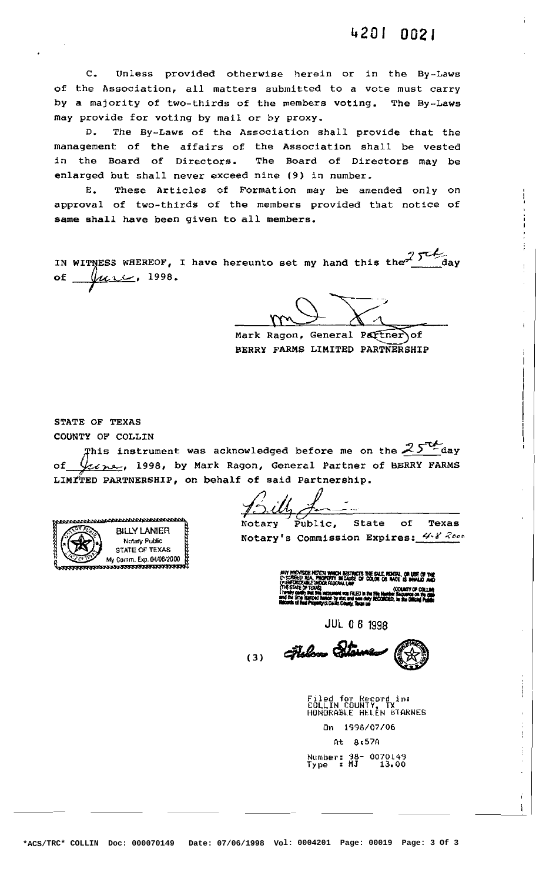4201 0021

C. Unless provided otherwise herein or in the By-Laws of the Association, all matters submitted to a vote must carry by a majority of two-thirds of the members voting. The By-Laws may provide for voting by mail or by proxy.

D. The By-Laws of the Association shall provide that the management of the affairs of the Association shall be vested in the Board of Directors. The Board of Directors may be enlarged but shall never exceed nine (9) in number.

E. These Articles of Formation may be amended only on approval of two-thirds of the members provided that notice of same shall have been given to all members.

IN WITNESS WHEREOF, I have hereunto set my hand this the 25th day of June, 1998.

Mark Ragon, General Partner of
BERRY FARMS LIMITED PARTNERSHIP

STATE OF TEXAS
COUNTY OF COLLIN

This instrument was acknowledged before me on the 25th day of June, 1998, by Mark Ragon, General Partner of BERRY FARMS LIMITED PARTNERSHIP, on behalf of said Partnership.

BILLY LANIER
Notary Public
STATE OF TEXAS
My Comm. Exp. 04/08/2000

Notary Public, State of Texas
Notary's Commission Expires: 4-8-2000

ANY PROVISION HEREIN WHICH RESTRICTS THE SALE, RENTAL, OR USE OF THE DESCRIBED REAL PROPERTY BECAUSE OF COLOR OR RACE IS INVALID AND UNENFORCEABLE UNDER FEDERAL LAW
THE STATE OF TEXAS} COUNTY OF COLLIN}
I hereby certify that this instrument was FILED in the File Number Sequence on the date and the time stamped hereon by me; and was duly RECORDED, in the Official Public Records of Real Property of Collin County, Texas on

JUL 06 1998

(3)

Filed for Record in:
COLLIN COUNTY, TX
HONORABLE HELEN STARNES

On 1998/07/06

At 8:57A

Number: 98- 0070149
Type : MJ 13.00

*ACS/TRC* COLLIN Doc: 000070149 Date: 07/06/1998 Vol: 0004201 Page: 00019 Page: 3 Of 3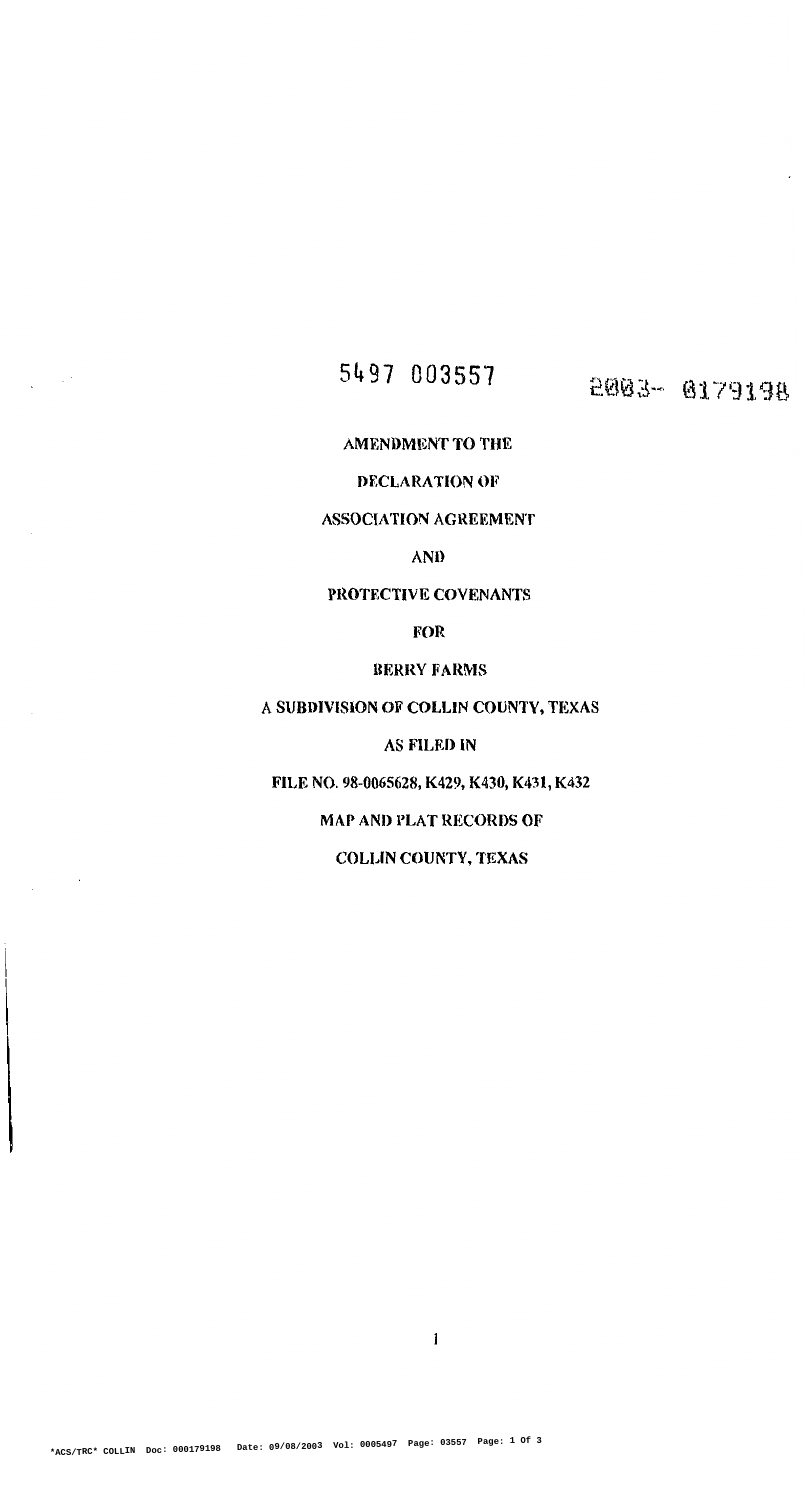5497 003557 2003- 0179198

# AMENDMENT TO THE

# DECLARATION OF

# ASSOCIATION AGREEMENT

# AND

# PROTECTIVE COVENANTS

# FOR

# BERRY FARMS

# A SUBDIVISION OF COLLIN COUNTY, TEXAS

# AS FILED IN

# FILE NO. 98-0065628, K429, K430, K431, K432

# MAP AND PLAT RECORDS OF

# COLLIN COUNTY, TEXAS

*ACS/TRC* COLLIN Doc: 000179198 Date: 09/08/2003 Vol: 0005497 Page: 03557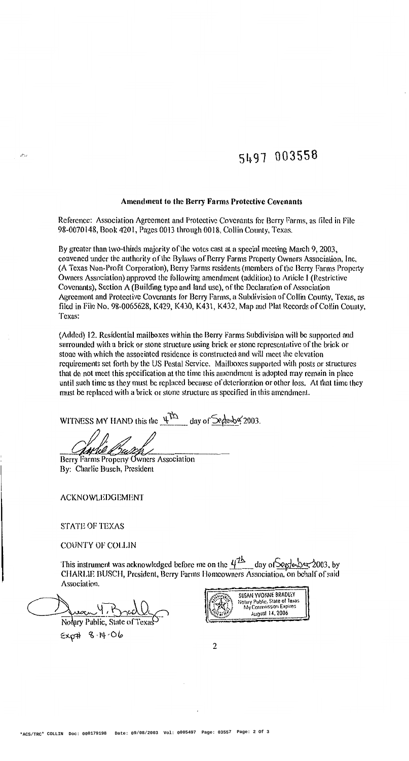5497 003558

**Amendment to the Berry Farms Protective Covenants**

Reference: Association Agreement and Protective Covenants for Berry Farms, as filed in File 98-0070148, Book 4201, Pages 0013 through 0018, Collin County, Texas.

By greater than two-thirds majority of the votes cast at a special meeting March 9, 2003, convened under the authority of the Bylaws of Berry Farms Property Owners Association, Inc. (A Texas Non-Profit Corporation), Berry Farms residents (members of the Berry Farms Property Owners Association) approved the following amendment (addition) to Article I (Restrictive Covenants), Section A (Building type and land use), of the Declaration of Association Agreement and Protective Covenants for Berry Farms, a Subdivision of Collin County, Texas, as filed in File No. 98-0065628, K429, K430, K431, K432, Map and Plat Records of Collin County, Texas:

(Added) 12. Residential mailboxes within the Berry Farms Subdivision will be supported and surrounded with a brick or stone structure using brick or stone representative of the brick or stone with which the associated residence is constructed and will meet the elevation requirements set forth by the US Postal Service. Mailboxes supported with posts or structures that do not meet this specification at the time this amendment is adopted may remain in place until such time as they must be replaced because of deterioration or other loss. At that time they must be replaced with a brick or stone structure as specified in this amendment.

WITNESS MY HAND this the 4th day of September 2003.

Berry Farms Property Owners Association
By: Charlie Busch, President

ACKNOWLEDGEMENT

STATE OF TEXAS

COUNTY OF COLLIN

This instrument was acknowledged before me on the 4th day of September 2003, by CHARLIE BUSCH, President, Berry Farms Homeowners Association, on behalf of said Association.

Notary Public, State of Texas
Exp# 8-14-06

SUSAN YVONNE BRADLEY
Notary Public, State of Texas
My Commission Expires
August 14, 2006

*ACS/TRC* COLLIN Doc: 000179198 Date: 09/08/2003 Vol: 0005497 Page: 03557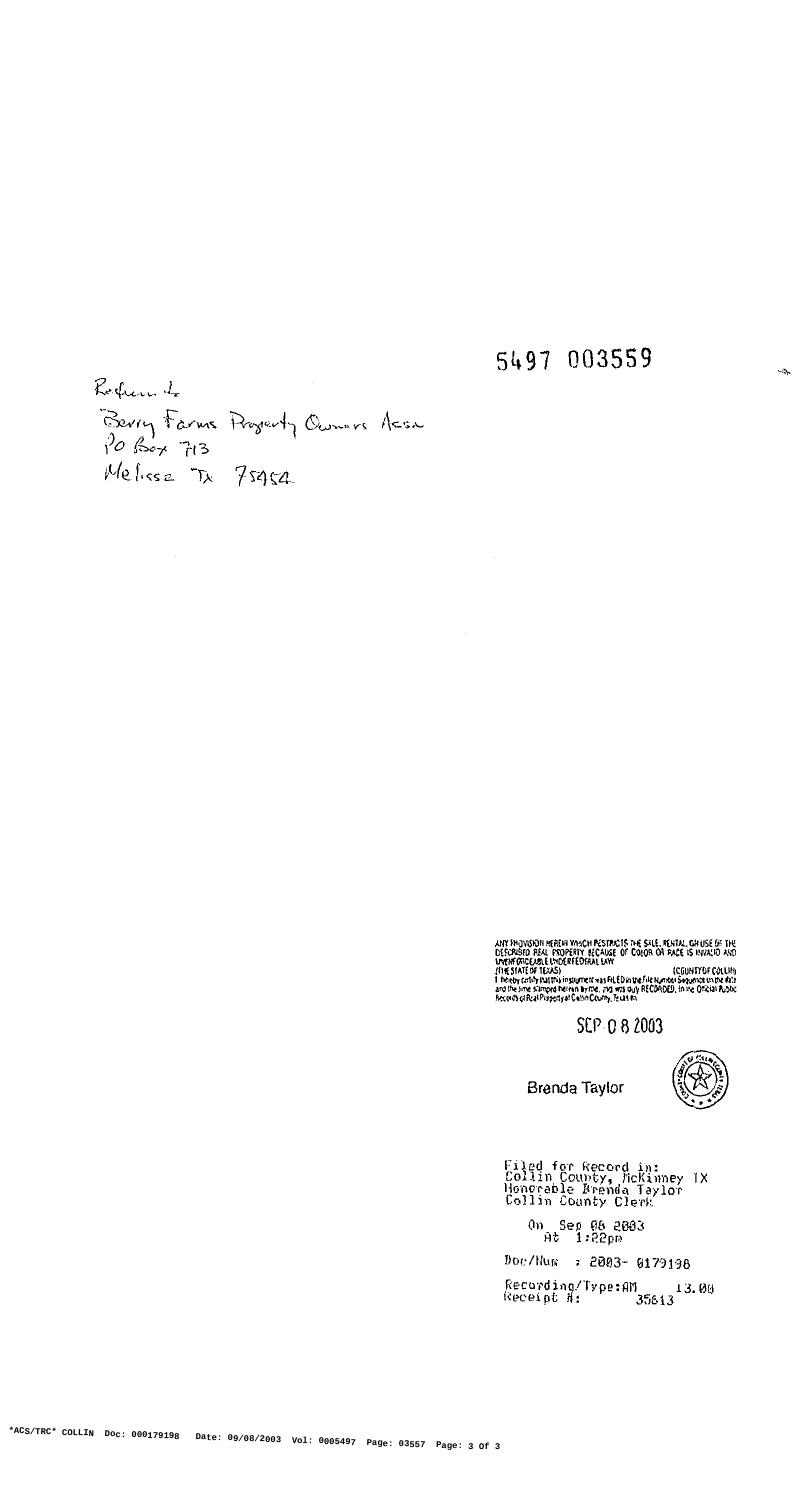5497 003559

Return to
Berry Farms Property Owners Assn
PO Box 713
Melissa Tx 75454

ANY PROVISION HEREIN WHICH RESTRICTS THE SALE, RENTAL, OR USE OF THE DESCRIBED REAL PROPERTY BECAUSE OF COLOR OR RACE IS INVALID AND UNENFORCEABLE UNDER FEDERAL LAW
(THE STATE OF TEXAS) (COUNTY OF COLLIN)
I hereby certify that this instrument was FILED in the File Number Sequence on the date and the time stamped hereon by me, and was duly RECORDED, in the Official Public Records of Real Property of Collin County, Texas on

SEP 0 8 2003

Brenda Taylor

Filed for Record in:
Collin County, McKinney TX
Honorable Brenda Taylor
Collin County Clerk

On Sep 08 2003
At 1:22pm

Doc/Num : 2003- 0179198

Recording/Type:AM 13.00
Receipt #: 35613

*ACS/TRC* COLLIN Doc: 000179198 Date: 09/08/2003 Vol: 0005497 Page: 03557